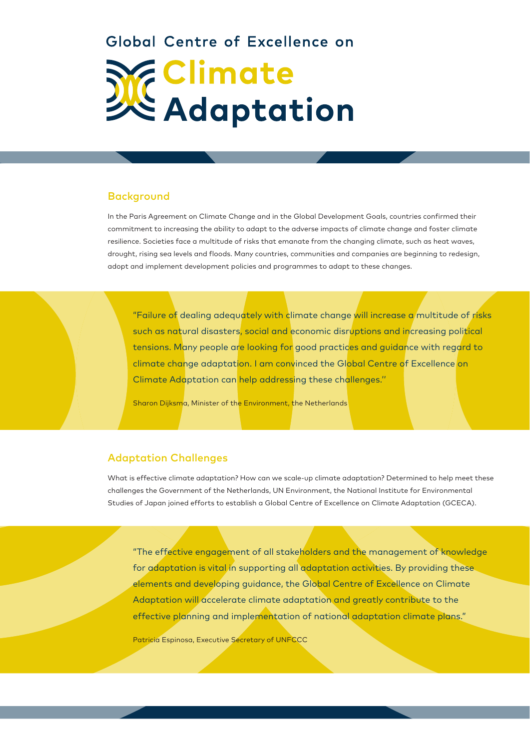# Global Centre of Excellence on Climate Adaptation

## Background

In the Paris Agreement on Climate Change and in the Global Development Goals, countries confirmed their commitment to increasing the ability to adapt to the adverse impacts of climate change and foster climate resilience. Societies face a multitude of risks that emanate from the changing climate, such as heat waves, drought, rising sea levels and floods. Many countries, communities and companies are beginning to redesign, adopt and implement development policies and programmes to adapt to these changes.

> "Failure of dealing adequately with climate change will increase a multitude of risks such as natural disasters, social and economic disruptions and increasing political tensions. Many people are looking for good practices and guidance with regard to climate change adaptation. I am convinced the Global Centre of Excellence on Climate Adaptation can help addressing these challenges."
>
> Sharon Dijksma, Minister of the Environment, the Netherlands

## Adaptation Challenges

What is effective climate adaptation? How can we scale-up climate adaptation? Determined to help meet these challenges the Government of the Netherlands, UN Environment, the National Institute for Environmental Studies of Japan joined efforts to establish a Global Centre of Excellence on Climate Adaptation (GCECA).

> "The effective engagement of all stakeholders and the management of knowledge for adaptation is vital in supporting all adaptation activities. By providing these elements and developing guidance, the Global Centre of Excellence on Climate Adaptation will accelerate climate adaptation and greatly contribute to the effective planning and implementation of national adaptation climate plans."
>
> Patricia Espinosa, Executive Secretary of UNFCCC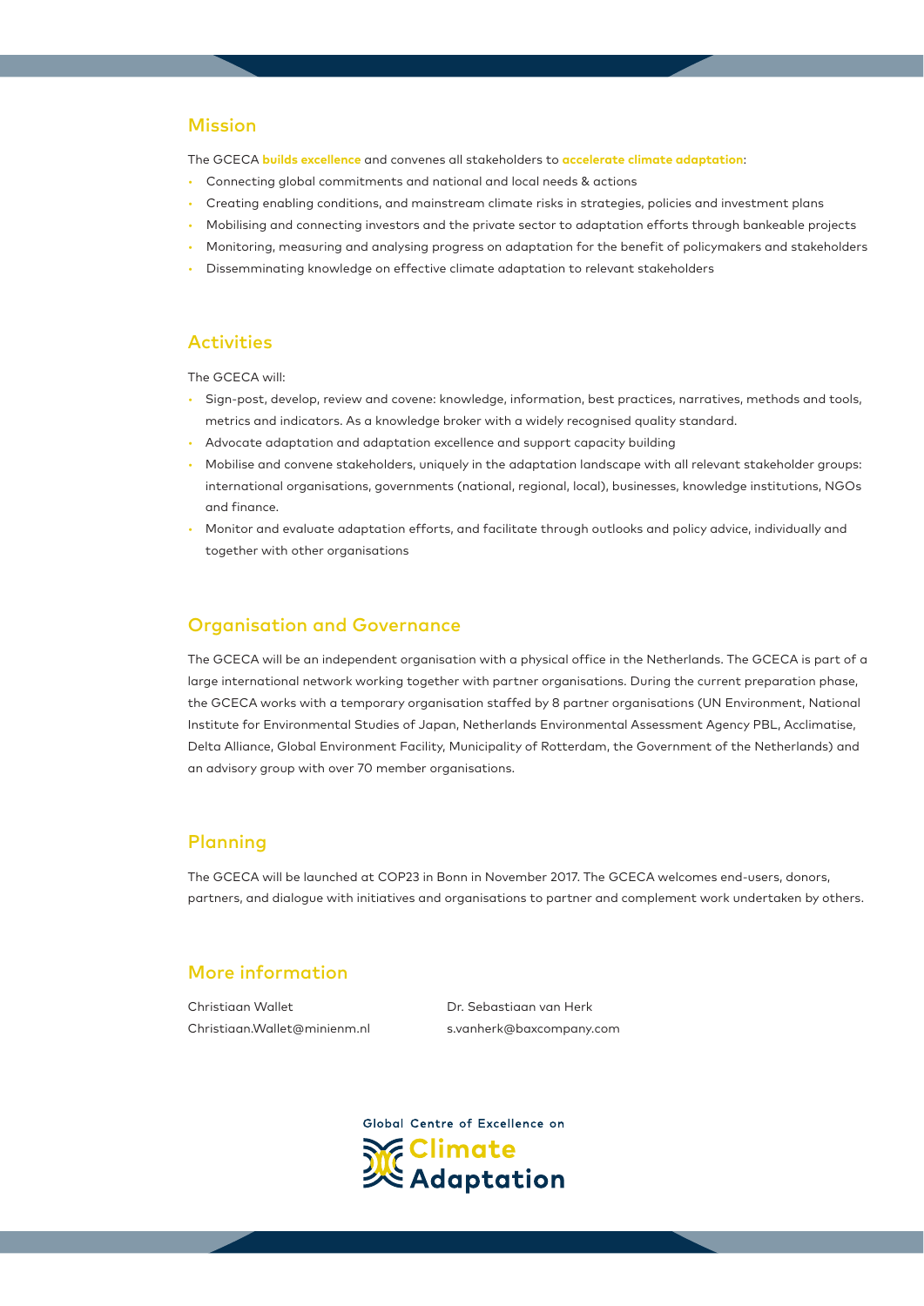## Mission

The GCECA **builds excellence** and convenes all stakeholders to **accelerate climate adaptation**:

- Connecting global commitments and national and local needs & actions
- Creating enabling conditions, and mainstream climate risks in strategies, policies and investment plans
- Mobilising and connecting investors and the private sector to adaptation efforts through bankeable projects
- Monitoring, measuring and analysing progress on adaptation for the benefit of policymakers and stakeholders
- Dissemminating knowledge on effective climate adaptation to relevant stakeholders

## Activities

The GCECA will:

- Sign-post, develop, review and covene: knowledge, information, best practices, narratives, methods and tools, metrics and indicators. As a knowledge broker with a widely recognised quality standard.
- Advocate adaptation and adaptation excellence and support capacity building
- Mobilise and convene stakeholders, uniquely in the adaptation landscape with all relevant stakeholder groups: international organisations, governments (national, regional, local), businesses, knowledge institutions, NGOs and finance.
- Monitor and evaluate adaptation efforts, and facilitate through outlooks and policy advice, individually and together with other organisations

## Organisation and Governance

The GCECA will be an independent organisation with a physical office in the Netherlands. The GCECA is part of a large international network working together with partner organisations. During the current preparation phase, the GCECA works with a temporary organisation staffed by 8 partner organisations (UN Environment, National Institute for Environmental Studies of Japan, Netherlands Environmental Assessment Agency PBL, Acclimatise, Delta Alliance, Global Environment Facility, Municipality of Rotterdam, the Government of the Netherlands) and an advisory group with over 70 member organisations.

## Planning

The GCECA will be launched at COP23 in Bonn in November 2017. The GCECA welcomes end-users, donors, partners, and dialogue with initiatives and organisations to partner and complement work undertaken by others.

## More information

Christiaan Wallet
Christiaan.Wallet@minienm.nl

Dr. Sebastiaan van Herk
s.vanherk@baxcompany.com

Global Centre of Excellence on
Climate
Adaptation